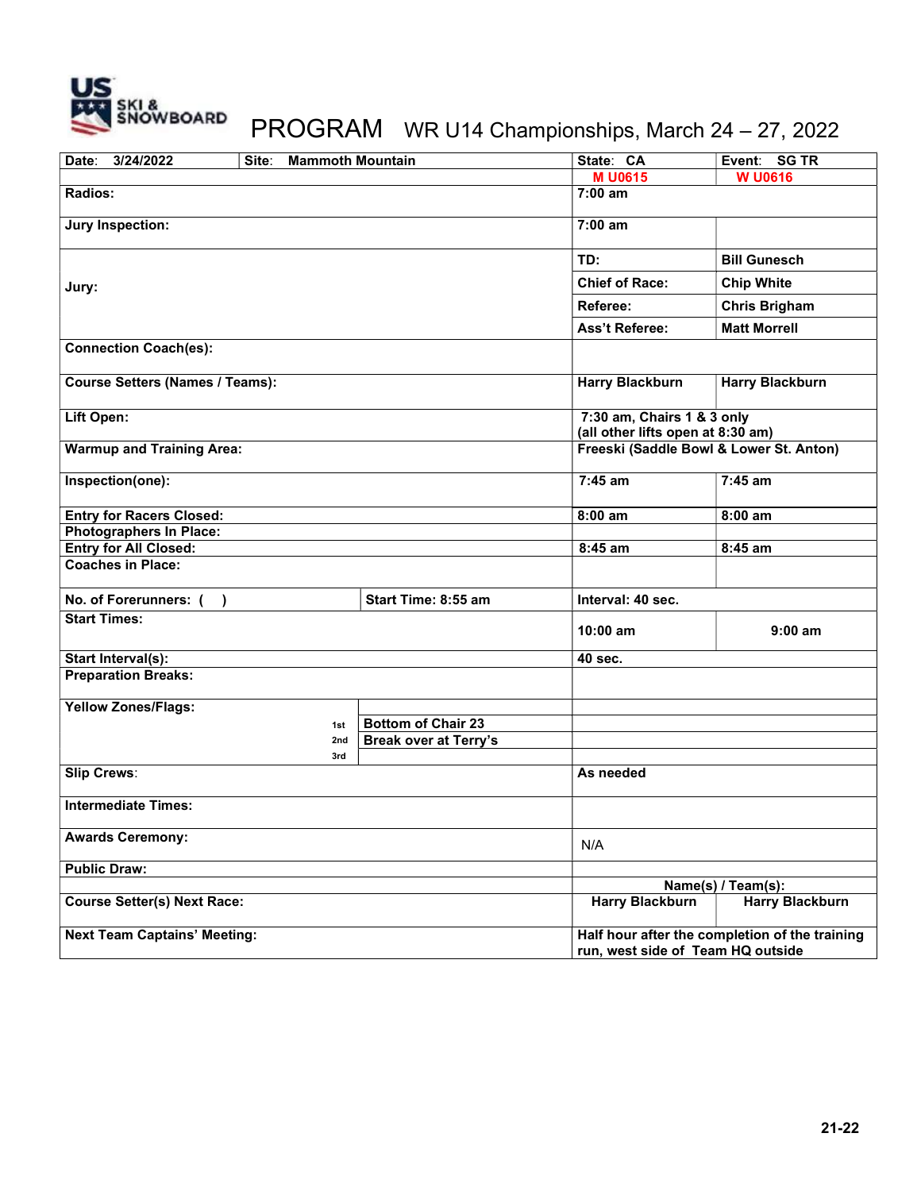# PROGRAM WR U14 Championships, March 24 – 27, 2022

| Date: 3/24/2022 | Site: Mammoth Mountain | State: CA | Event: SG TR |
|---|---|---|---|
| | | M U0615 | W U0616 |
| Radios: | | 7:00 am | |
| Jury Inspection: | | 7:00 am | |
| Jury: | | TD: | Bill Gunesch |
| | | Chief of Race: | Chip White |
| | | Referee: | Chris Brigham |
| | | Ass't Referee: | Matt Morrell |
| Connection Coach(es): | | | |
| Course Setters (Names / Teams): | | Harry Blackburn | Harry Blackburn |
| Lift Open: | | 7:30 am, Chairs 1 & 3 only (all other lifts open at 8:30 am) | |
| Warmup and Training Area: | | Freeski (Saddle Bowl & Lower St. Anton) | |
| Inspection(one): | | 7:45 am | 7:45 am |
| Entry for Racers Closed: | | 8:00 am | 8:00 am |
| Photographers In Place: | | | |
| Entry for All Closed: | | 8:45 am | 8:45 am |
| Coaches in Place: | | | |
| No. of Forerunners: ( ) | Start Time: 8:55 am | Interval: 40 sec. | |
| Start Times: | | 10:00 am | 9:00 am |
| Start Interval(s): | | 40 sec. | |
| Preparation Breaks: | | | |
| Yellow Zones/Flags: | | | |
| 1st | Bottom of Chair 23 | | |
| 2nd | Break over at Terry's | | |
| 3rd | | | |
| Slip Crews: | | As needed | |
| Intermediate Times: | | | |
| Awards Ceremony: | | N/A | |
| Public Draw: | | | |
| | | Name(s) / Team(s): | |
| Course Setter(s) Next Race: | | Harry Blackburn | Harry Blackburn |
| Next Team Captains' Meeting: | | Half hour after the completion of the training run, west side of Team HQ outside | |

21-22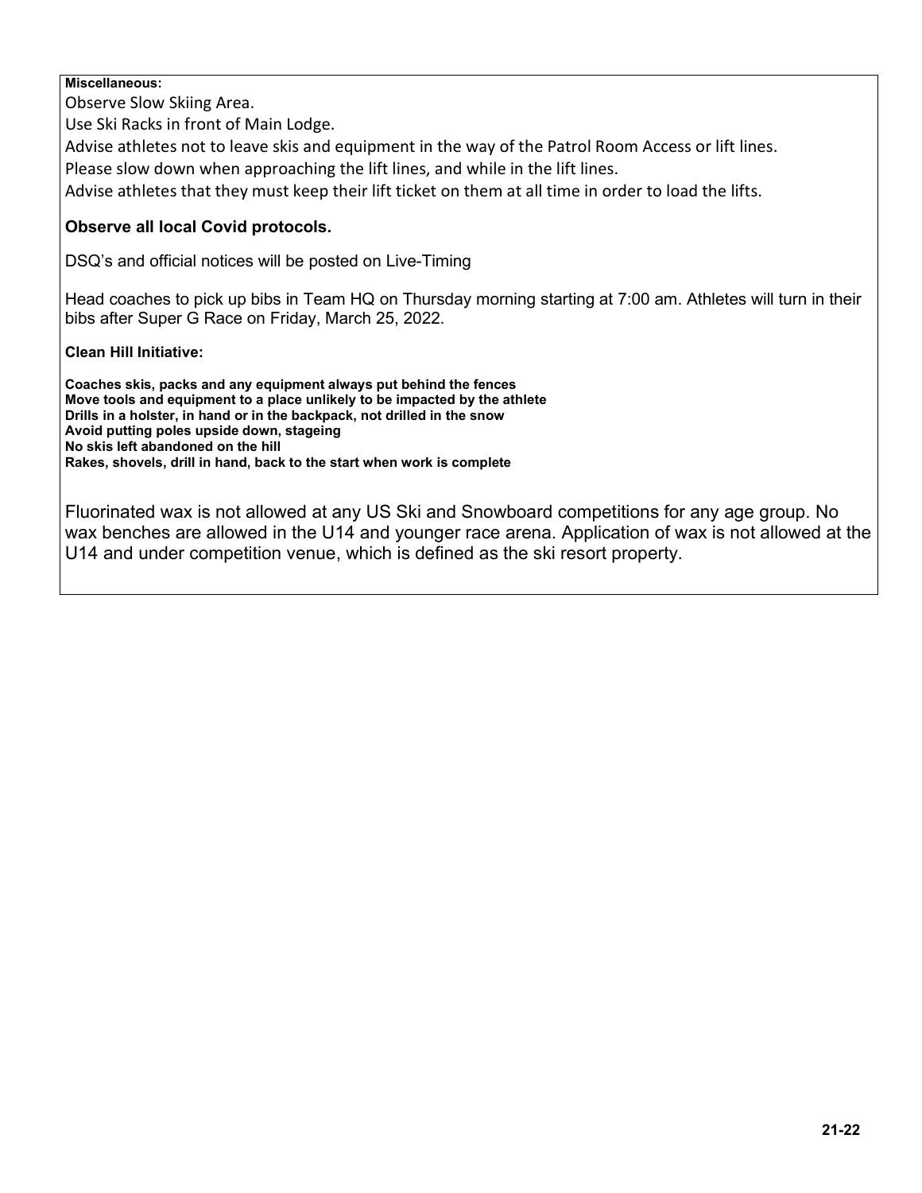**Miscellaneous:**

Observe Slow Skiing Area.

Use Ski Racks in front of Main Lodge.

Advise athletes not to leave skis and equipment in the way of the Patrol Room Access or lift lines.

Please slow down when approaching the lift lines, and while in the lift lines.

Advise athletes that they must keep their lift ticket on them at all time in order to load the lifts.

**Observe all local Covid protocols.**

DSQ's and official notices will be posted on Live-Timing

Head coaches to pick up bibs in Team HQ on Thursday morning starting at 7:00 am. Athletes will turn in their bibs after Super G Race on Friday, March 25, 2022.

**Clean Hill Initiative:**

**Coaches skis, packs and any equipment always put behind the fences**
**Move tools and equipment to a place unlikely to be impacted by the athlete**
**Drills in a holster, in hand or in the backpack, not drilled in the snow**
**Avoid putting poles upside down, stageing**
**No skis left abandoned on the hill**
**Rakes, shovels, drill in hand, back to the start when work is complete**

Fluorinated wax is not allowed at any US Ski and Snowboard competitions for any age group. No wax benches are allowed in the U14 and younger race arena. Application of wax is not allowed at the U14 and under competition venue, which is defined as the ski resort property.

21-22